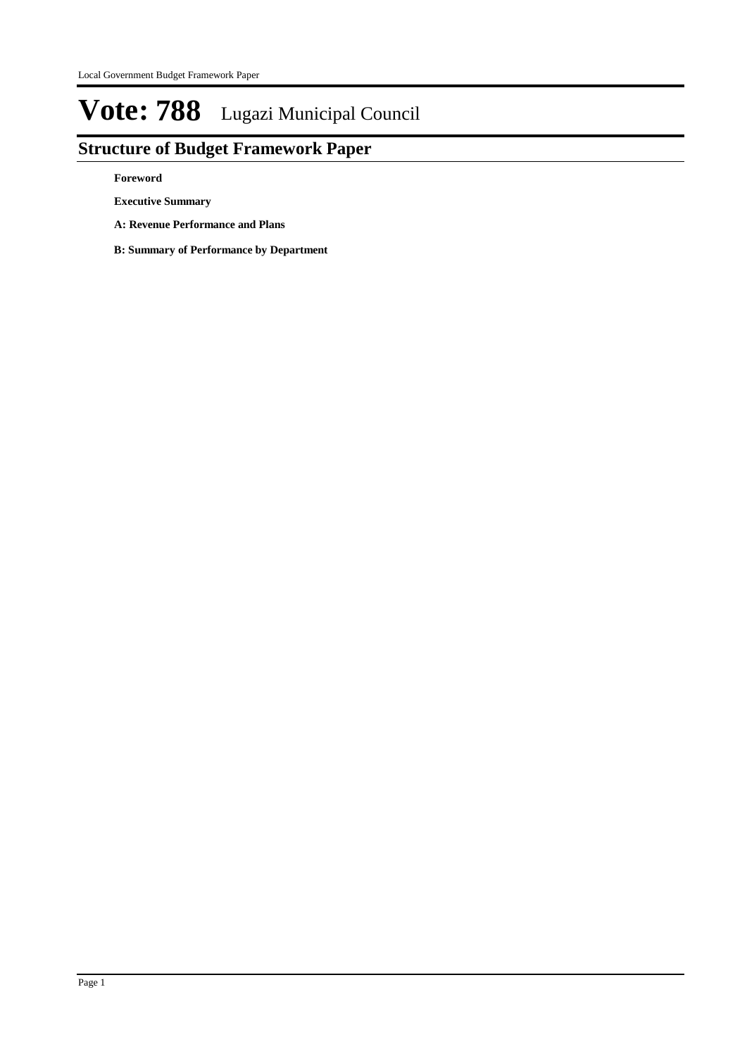# Vote: 788 Lugazi Municipal Council

## Structure of Budget Framework Paper

**Foreword**

**Executive Summary**

**A: Revenue Performance and Plans**

**B: Summary of Performance by Department**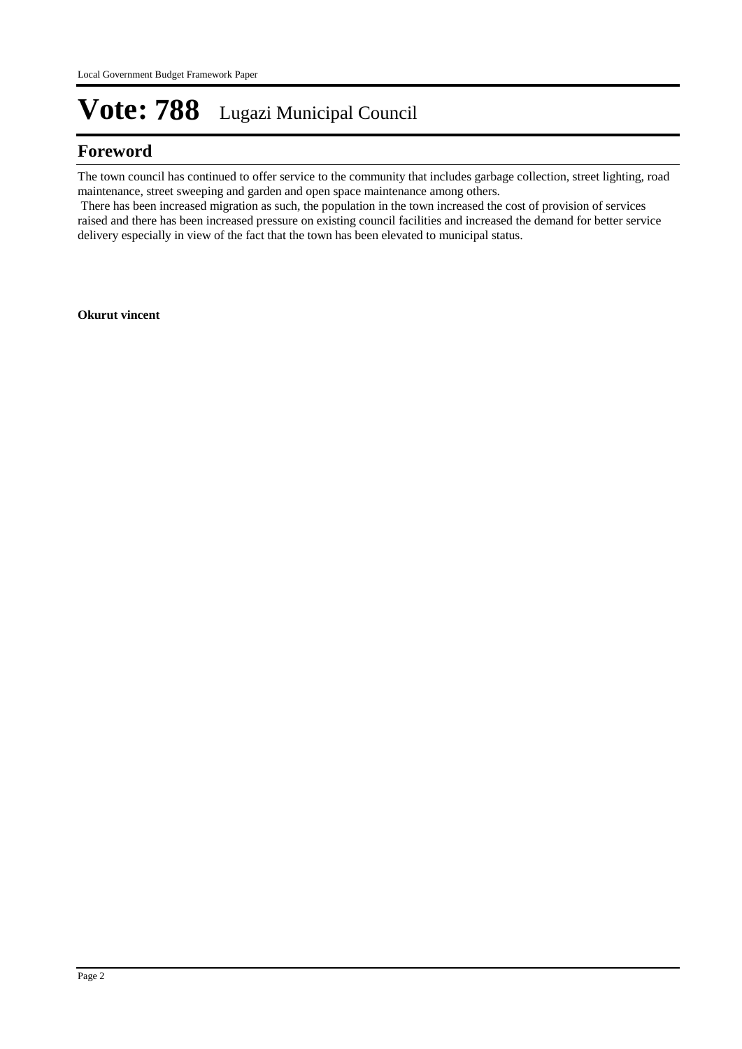# Vote: 788 Lugazi Municipal Council

## Foreword

The town council has continued to offer service to the community that includes garbage collection, street lighting, road maintenance, street sweeping and garden and open space maintenance among others.

There has been increased migration as such, the population in the town increased the cost of provision of services raised and there has been increased pressure on existing council facilities and increased the demand for better service delivery especially in view of the fact that the town has been elevated to municipal status.

**Okurut vincent**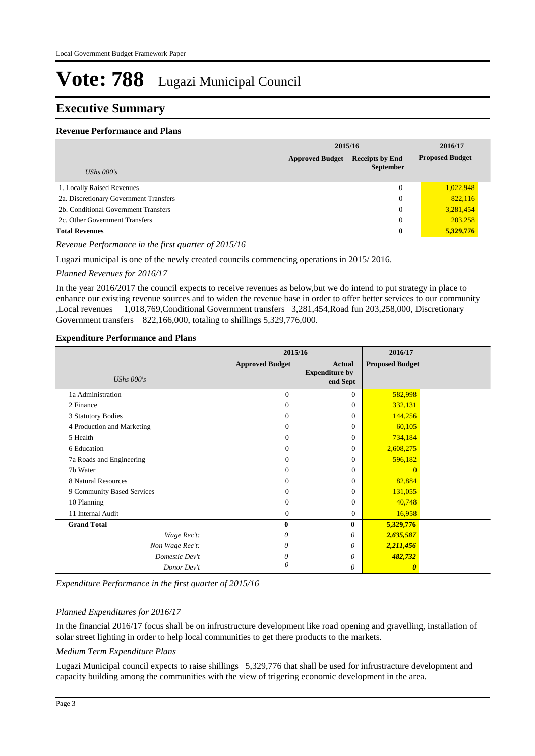# Vote: 788 Lugazi Municipal Council

## Executive Summary

### Revenue Performance and Plans

| UShs 000's | 2015/16 Approved Budget | 2015/16 Receipts by End September | 2016/17 Proposed Budget |
|---|---|---|---|
| 1. Locally Raised Revenues | | 0 | 1,022,948 |
| 2a. Discretionary Government Transfers | | 0 | 822,116 |
| 2b. Conditional Government Transfers | | 0 | 3,281,454 |
| 2c. Other Government Transfers | | 0 | 203,258 |
| **Total Revenues** | | **0** | **5,329,776** |

*Revenue Performance in the first quarter of 2015/16*

Lugazi municipal is one of the newly created councils commencing operations in 2015/ 2016.

*Planned Revenues for 2016/17*

In the year 2016/2017 the council expects to receive revenues as below,but we do intend to put strategy in place to enhance our existing revenue sources and to widen the revenue base in order to offer better services to our community ,Local revenues 1,018,769,Conditional Government transfers 3,281,454,Road fun 203,258,000, Discretionary Government transfers 822,166,000, totaling to shillings 5,329,776,000.

### Expenditure Performance and Plans

| UShs 000's | 2015/16 Approved Budget | 2015/16 Actual Expenditure by end Sept | 2016/17 Proposed Budget |
|---|---|---|---|
| 1a Administration | 0 | 0 | 582,998 |
| 2 Finance | 0 | 0 | 332,131 |
| 3 Statutory Bodies | 0 | 0 | 144,256 |
| 4 Production and Marketing | 0 | 0 | 60,105 |
| 5 Health | 0 | 0 | 734,184 |
| 6 Education | 0 | 0 | 2,608,275 |
| 7a Roads and Engineering | 0 | 0 | 596,182 |
| 7b Water | 0 | 0 | 0 |
| 8 Natural Resources | 0 | 0 | 82,884 |
| 9 Community Based Services | 0 | 0 | 131,055 |
| 10 Planning | 0 | 0 | 40,748 |
| 11 Internal Audit | 0 | 0 | 16,958 |
| **Grand Total** | **0** | **0** | **5,329,776** |
| *Wage Rec't:* | *0* | *0* | ***2,635,587*** |
| *Non Wage Rec't:* | *0* | *0* | ***2,211,456*** |
| *Domestic Dev't* | *0* | *0* | ***482,732*** |
| *Donor Dev't* | *0* | *0* | ***0*** |

*Expenditure Performance in the first quarter of 2015/16*

*Planned Expenditures for 2016/17*

In the financial 2016/17 focus shall be on infrustructure development like road opening and gravelling, installation of solar street lighting in order to help local communities to get there products to the markets.

*Medium Term Expenditure Plans*

Lugazi Municipal council expects to raise shillings 5,329,776 that shall be used for infrastracture development and capacity building among the communities with the view of trigering economic development in the area.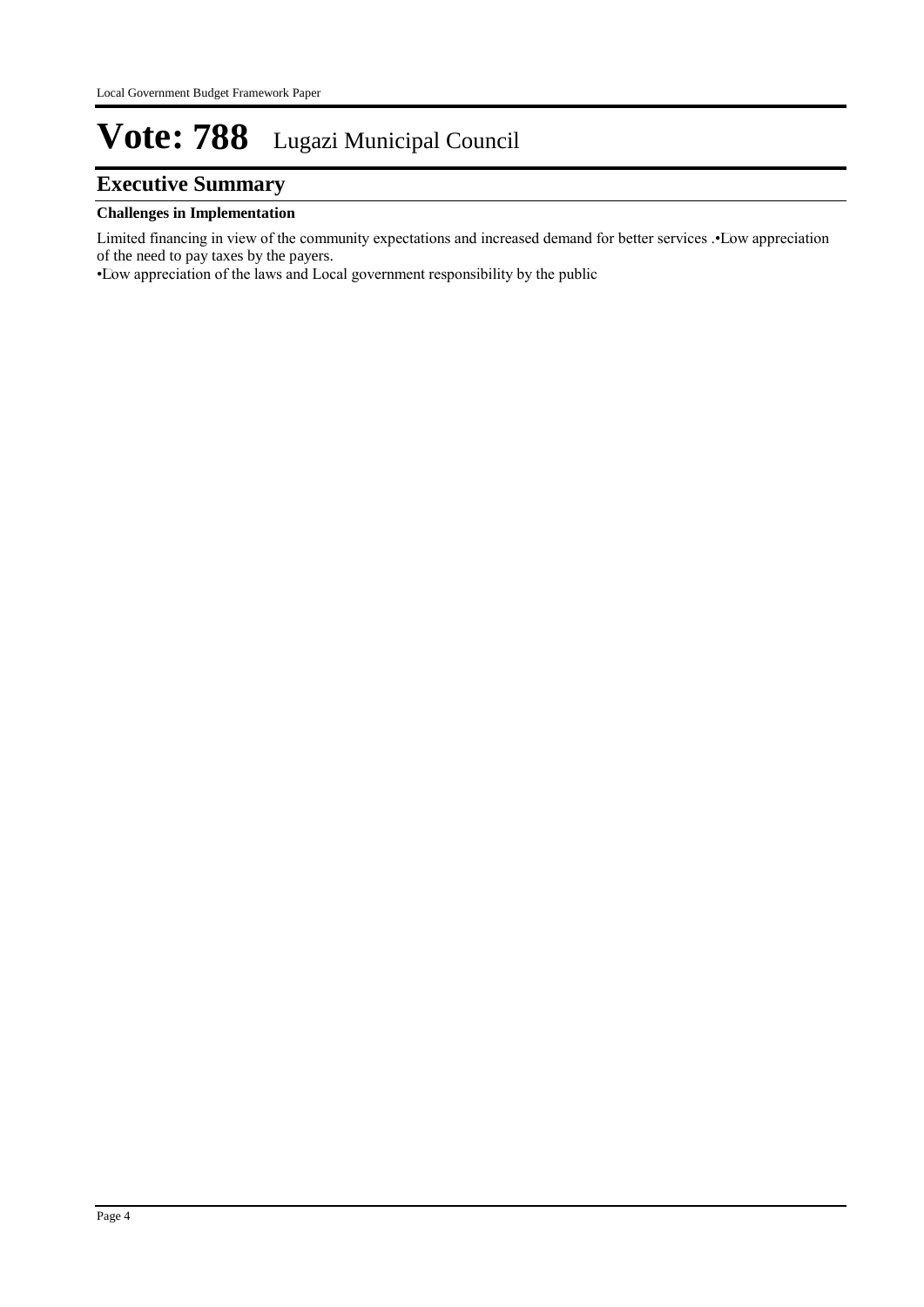# Vote: 788 Lugazi Municipal Council

## Executive Summary

**Challenges in Implementation**

Limited financing in view of the community expectations and increased demand for better services .•Low appreciation of the need to pay taxes by the payers.
•Low appreciation of the laws and Local government responsibility by the public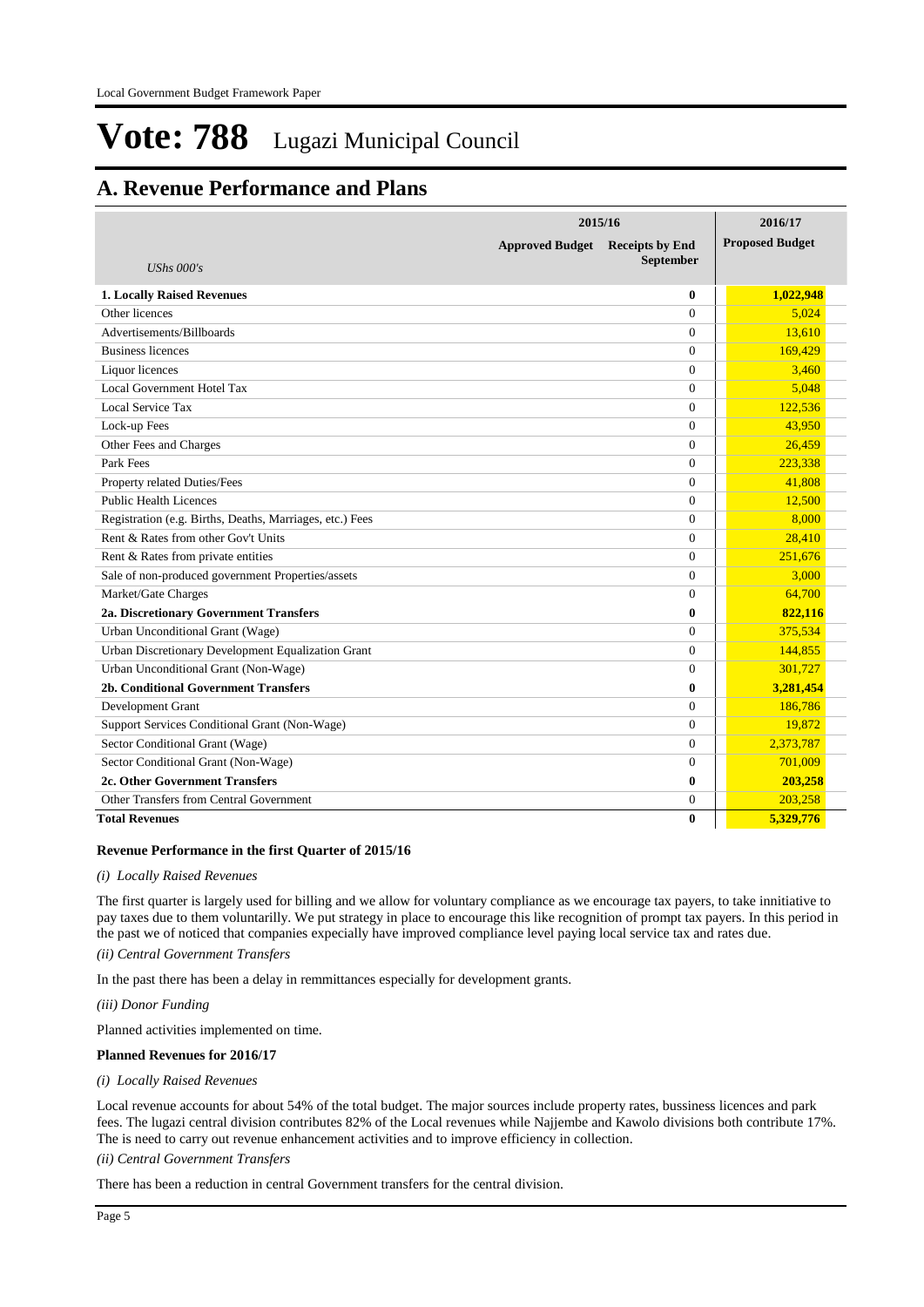# Vote: 788 Lugazi Municipal Council

## A. Revenue Performance and Plans

| | 2015/16 | | 2016/17 |
|---|---|---|---|
| *UShs 000's* | Approved Budget | Receipts by End September | Proposed Budget |
| **1. Locally Raised Revenues** | | **0** | **1,022,948** |
| Other licences | | 0 | 5,024 |
| Advertisements/Billboards | | 0 | 13,610 |
| Business licences | | 0 | 169,429 |
| Liquor licences | | 0 | 3,460 |
| Local Government Hotel Tax | | 0 | 5,048 |
| Local Service Tax | | 0 | 122,536 |
| Lock-up Fees | | 0 | 43,950 |
| Other Fees and Charges | | 0 | 26,459 |
| Park Fees | | 0 | 223,338 |
| Property related Duties/Fees | | 0 | 41,808 |
| Public Health Licences | | 0 | 12,500 |
| Registration (e.g. Births, Deaths, Marriages, etc.) Fees | | 0 | 8,000 |
| Rent & Rates from other Gov't Units | | 0 | 28,410 |
| Rent & Rates from private entities | | 0 | 251,676 |
| Sale of non-produced government Properties/assets | | 0 | 3,000 |
| Market/Gate Charges | | 0 | 64,700 |
| **2a. Discretionary Government Transfers** | | **0** | **822,116** |
| Urban Unconditional Grant (Wage) | | 0 | 375,534 |
| Urban Discretionary Development Equalization Grant | | 0 | 144,855 |
| Urban Unconditional Grant (Non-Wage) | | 0 | 301,727 |
| **2b. Conditional Government Transfers** | | **0** | **3,281,454** |
| Development Grant | | 0 | 186,786 |
| Support Services Conditional Grant (Non-Wage) | | 0 | 19,872 |
| Sector Conditional Grant (Wage) | | 0 | 2,373,787 |
| Sector Conditional Grant (Non-Wage) | | 0 | 701,009 |
| **2c. Other Government Transfers** | | **0** | **203,258** |
| Other Transfers from Central Government | | 0 | 203,258 |
| **Total Revenues** | | **0** | **5,329,776** |

**Revenue Performance in the first Quarter of 2015/16**

*(i) Locally Raised Revenues*

The first quarter is largely used for billing and we allow for voluntary compliance as we encourage tax payers, to take innitiative to pay taxes due to them voluntarilly. We put strategy in place to encourage this like recognition of prompt tax payers. In this period in the past we of noticed that companies expecially have improved compliance level paying local service tax and rates due.

*(ii) Central Government Transfers*

In the past there has been a delay in remmittances especially for development grants.

*(iii) Donor Funding*

Planned activities implemented on time.

**Planned Revenues for 2016/17**

*(i) Locally Raised Revenues*

Local revenue accounts for about 54% of the total budget. The major sources include property rates, bussiness licences and park fees. The lugazi central division contributes 82% of the Local revenues while Najjembe and Kawolo divisions both contribute 17%. The is need to carry out revenue enhancement activities and to improve efficiency in collection.

*(ii) Central Government Transfers*

There has been a reduction in central Government transfers for the central division.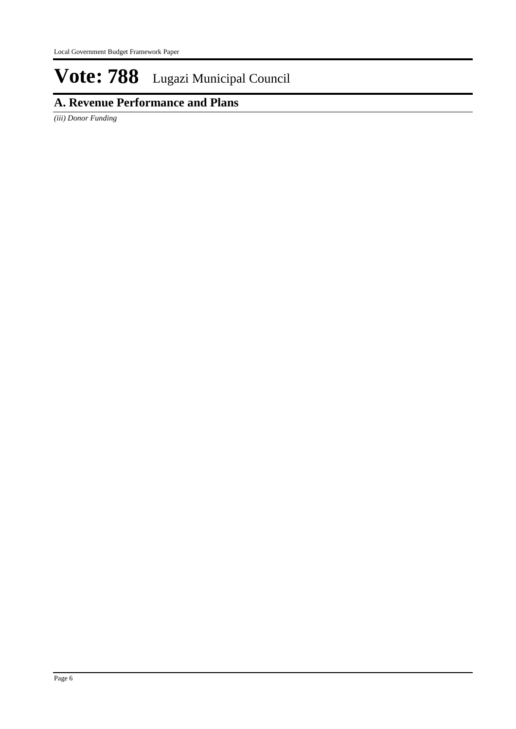# Vote: 788 Lugazi Municipal Council

## A. Revenue Performance and Plans

*(iii) Donor Funding*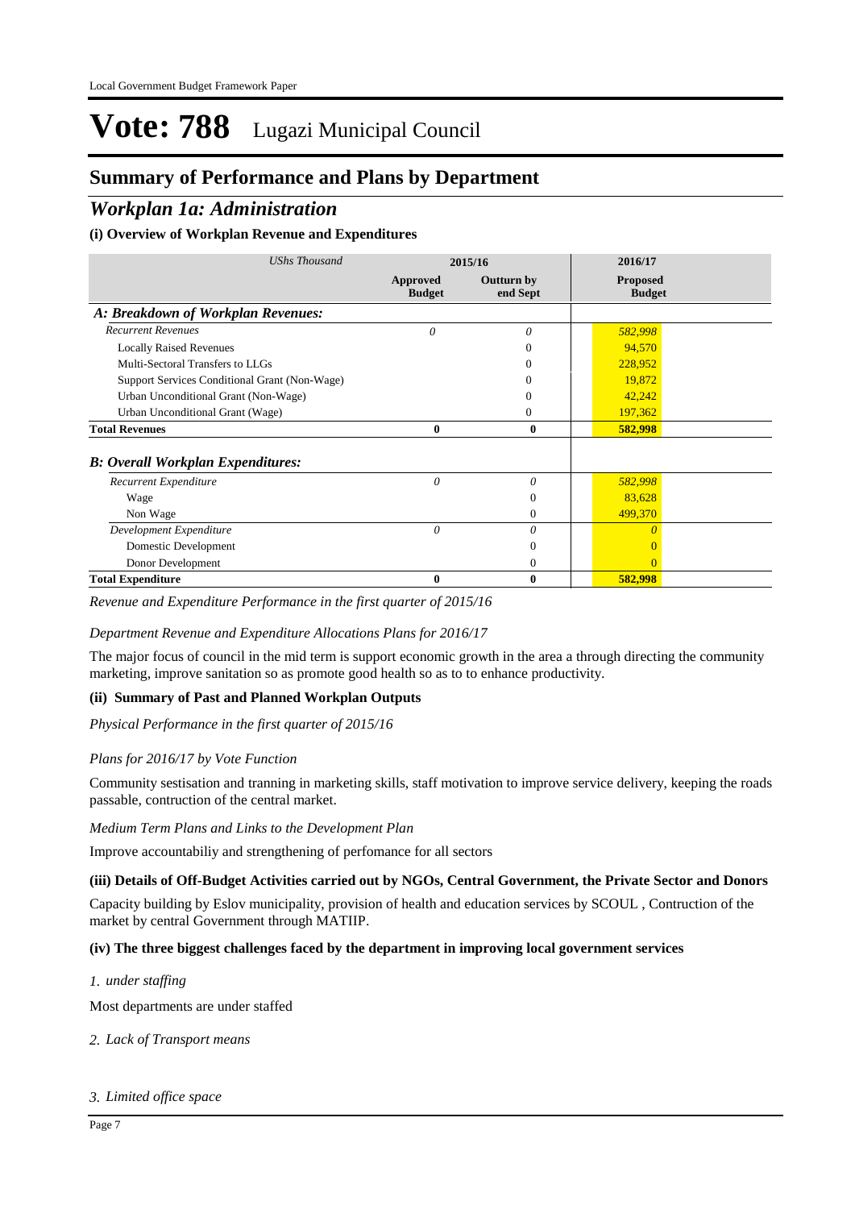# Vote: 788 Lugazi Municipal Council

## Summary of Performance and Plans by Department

## *Workplan 1a: Administration*

### (i) Overview of Workplan Revenue and Expenditures

| *UShs Thousand* | 2015/16 | | 2016/17 |
|---|---|---|---|
| | **Approved Budget** | **Outturn by end Sept** | **Proposed Budget** |
| ***A: Breakdown of Workplan Revenues:*** | | | |
| *Recurrent Revenues* | *0* | *0* | *582,998* |
| Locally Raised Revenues | | 0 | 94,570 |
| Multi-Sectoral Transfers to LLGs | | 0 | 228,952 |
| Support Services Conditional Grant (Non-Wage) | | 0 | 19,872 |
| Urban Unconditional Grant (Non-Wage) | | 0 | 42,242 |
| Urban Unconditional Grant (Wage) | | 0 | 197,362 |
| **Total Revenues** | **0** | **0** | **582,998** |
| ***B: Overall Workplan Expenditures:*** | | | |
| *Recurrent Expenditure* | *0* | *0* | *582,998* |
| Wage | | 0 | 83,628 |
| Non Wage | | 0 | 499,370 |
| *Development Expenditure* | *0* | *0* | *0* |
| Domestic Development | | 0 | 0 |
| Donor Development | | 0 | 0 |
| **Total Expenditure** | **0** | **0** | **582,998** |

*Revenue and Expenditure Performance in the first quarter of 2015/16*

*Department Revenue and Expenditure Allocations Plans for 2016/17*

The major focus of council in the mid term is support economic growth in the area a through directing the community marketing, improve sanitation so as promote good health so as to to enhance productivity.

### (ii) Summary of Past and Planned Workplan Outputs

*Physical Performance in the first quarter of 2015/16*

*Plans for 2016/17 by Vote Function*

Community sestisation and tranning in marketing skills, staff motivation to improve service delivery, keeping the roads passable, contruction of the central market.

*Medium Term Plans and Links to the Development Plan*

Improve accountabiliy and strengthening of perfomance for all sectors

### (iii) Details of Off-Budget Activities carried out by NGOs, Central Government, the Private Sector and Donors

Capacity building by Eslov municipality, provision of health and education services by SCOUL , Contruction of the market by central Government through MATIIP.

### (iv) The three biggest challenges faced by the department in improving local government services

*1. under staffing*

Most departments are under staffed

*2. Lack of Transport means*

*3. Limited office space*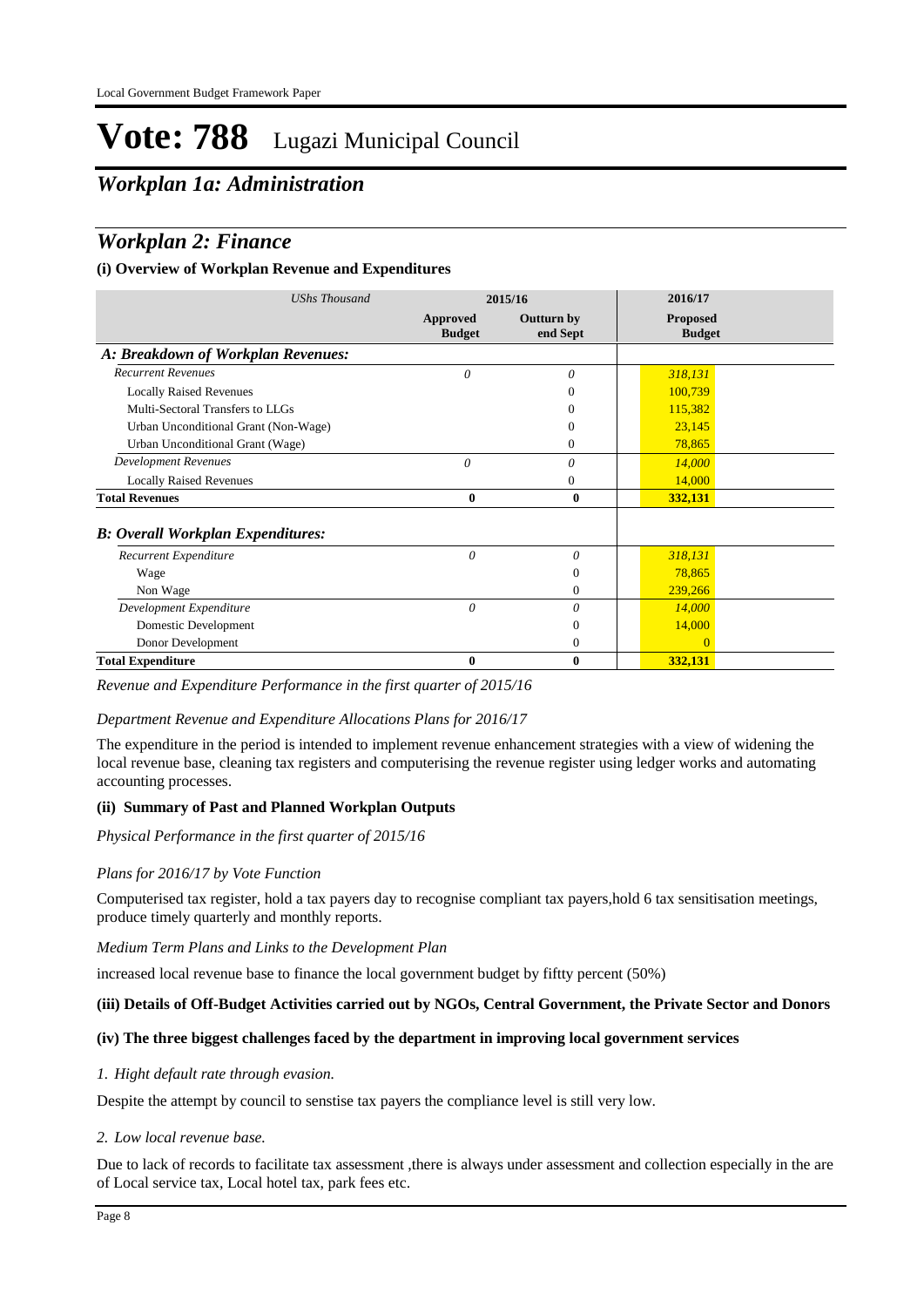# Vote: 788 Lugazi Municipal Council

## *Workplan 1a: Administration*

## *Workplan 2: Finance*

### (i) Overview of Workplan Revenue and Expenditures

| *UShs Thousand* | 2015/16 | | 2016/17 |
|---|---|---|---|
| | **Approved Budget** | **Outturn by end Sept** | **Proposed Budget** |
| ***A: Breakdown of Workplan Revenues:*** | | | |
| *Recurrent Revenues* | *0* | *0* | *318,131* |
| Locally Raised Revenues | | 0 | 100,739 |
| Multi-Sectoral Transfers to LLGs | | 0 | 115,382 |
| Urban Unconditional Grant (Non-Wage) | | 0 | 23,145 |
| Urban Unconditional Grant (Wage) | | 0 | 78,865 |
| *Development Revenues* | *0* | *0* | *14,000* |
| Locally Raised Revenues | | 0 | 14,000 |
| **Total Revenues** | **0** | **0** | **332,131** |
| ***B: Overall Workplan Expenditures:*** | | | |
| *Recurrent Expenditure* | *0* | *0* | *318,131* |
| Wage | | 0 | 78,865 |
| Non Wage | | 0 | 239,266 |
| *Development Expenditure* | *0* | *0* | *14,000* |
| Domestic Development | | 0 | 14,000 |
| Donor Development | | 0 | 0 |
| **Total Expenditure** | **0** | **0** | **332,131** |

*Revenue and Expenditure Performance in the first quarter of 2015/16*

*Department Revenue and Expenditure Allocations Plans for 2016/17*

The expenditure in the period is intended to implement revenue enhancement strategies with a view of widening the local revenue base, cleaning tax registers and computerising the revenue register using ledger works and automating accounting processes.

### (ii) Summary of Past and Planned Workplan Outputs

*Physical Performance in the first quarter of 2015/16*

*Plans for 2016/17 by Vote Function*

Computerised tax register, hold a tax payers day to recognise compliant tax payers,hold 6 tax sensitisation meetings, produce timely quarterly and monthly reports.

*Medium Term Plans and Links to the Development Plan*

increased local revenue base to finance the local government budget by fiftty percent (50%)

### (iii) Details of Off-Budget Activities carried out by NGOs, Central Government, the Private Sector and Donors

### (iv) The three biggest challenges faced by the department in improving local government services

*1. Hight default rate through evasion.*

Despite the attempt by council to senstise tax payers the compliance level is still very low.

*2. Low local revenue base.*

Due to lack of records to facilitate tax assessment ,there is always under assessment and collection especially in the are of Local service tax, Local hotel tax, park fees etc.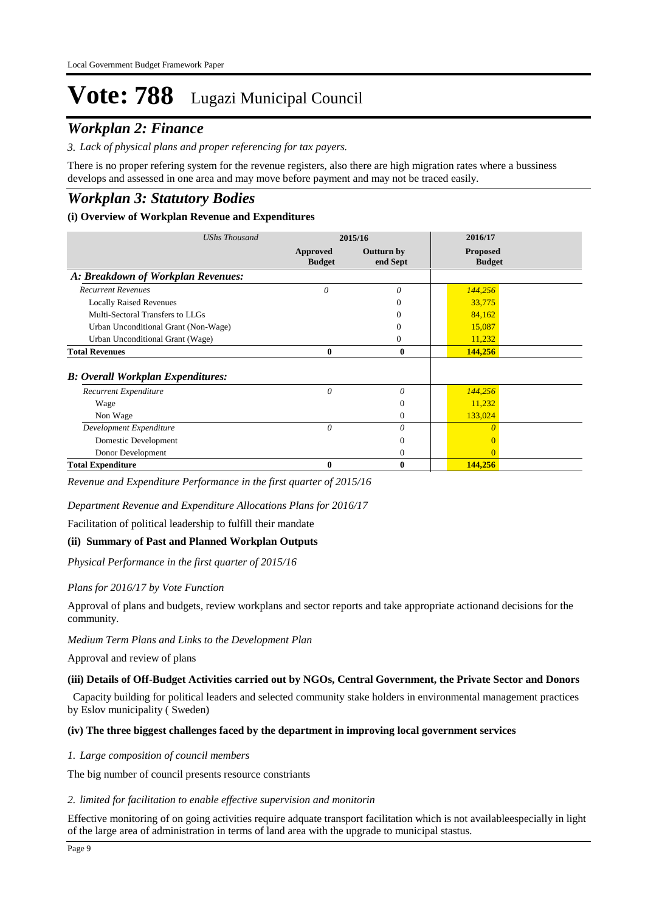# Vote: 788 Lugazi Municipal Council

## Workplan 2: Finance

*3. Lack of physical plans and proper referencing for tax payers.*

There is no proper refering system for the revenue registers, also there are high migration rates where a bussiness develops and assessed in one area and may move before payment and may not be traced easily.

## Workplan 3: Statutory Bodies

### (i) Overview of Workplan Revenue and Expenditures

| *UShs Thousand* | 2015/16 | | 2016/17 |
|---|---|---|---|
| | **Approved Budget** | **Outturn by end Sept** | **Proposed Budget** |
| ***A: Breakdown of Workplan Revenues:*** | | | |
| *Recurrent Revenues* | *0* | *0* | *144,256* |
| Locally Raised Revenues | | 0 | 33,775 |
| Multi-Sectoral Transfers to LLGs | | 0 | 84,162 |
| Urban Unconditional Grant (Non-Wage) | | 0 | 15,087 |
| Urban Unconditional Grant (Wage) | | 0 | 11,232 |
| **Total Revenues** | **0** | **0** | **144,256** |
| ***B: Overall Workplan Expenditures:*** | | | |
| *Recurrent Expenditure* | *0* | *0* | *144,256* |
| Wage | | 0 | 11,232 |
| Non Wage | | 0 | 133,024 |
| *Development Expenditure* | *0* | *0* | *0* |
| Domestic Development | | 0 | 0 |
| Donor Development | | 0 | 0 |
| **Total Expenditure** | **0** | **0** | **144,256** |

*Revenue and Expenditure Performance in the first quarter of 2015/16*

*Department Revenue and Expenditure Allocations Plans for 2016/17*

Facilitation of political leadership to fulfill their mandate

### (ii) Summary of Past and Planned Workplan Outputs

*Physical Performance in the first quarter of 2015/16*

*Plans for 2016/17 by Vote Function*

Approval of plans and budgets, review workplans and sector reports and take appropriate actionand decisions for the community.

*Medium Term Plans and Links to the Development Plan*

Approval and review of plans

### (iii) Details of Off-Budget Activities carried out by NGOs, Central Government, the Private Sector and Donors

Capacity building for political leaders and selected community stake holders in environmental management practices by Eslov municipality ( Sweden)

### (iv) The three biggest challenges faced by the department in improving local government services

*1. Large composition of council members*

The big number of council presents resource constriants

*2. limited for facilitation to enable effective supervision and monitorin*

Effective monitoring of on going activities require adquate transport facilitation which is not availableespecially in light of the large area of administration in terms of land area with the upgrade to municipal stastus.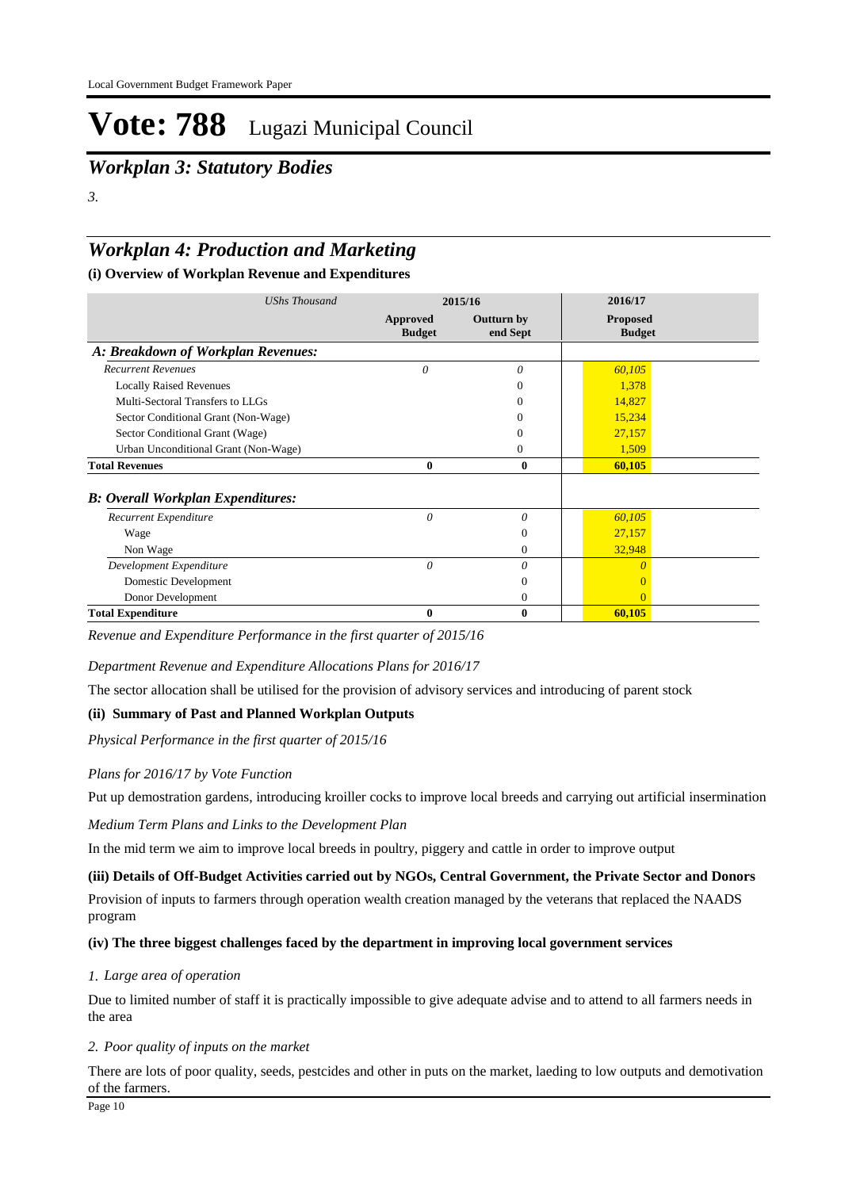# Vote: 788 Lugazi Municipal Council

## *Workplan 3: Statutory Bodies*

*3.*

## *Workplan 4: Production and Marketing*

### (i) Overview of Workplan Revenue and Expenditures

| *UShs Thousand* | 2015/16 | | 2016/17 |
|---|---|---|---|
| | **Approved Budget** | **Outturn by end Sept** | **Proposed Budget** |
| ***A: Breakdown of Workplan Revenues:*** | | | |
| *Recurrent Revenues* | *0* | *0* | *60,105* |
| Locally Raised Revenues | | 0 | 1,378 |
| Multi-Sectoral Transfers to LLGs | | 0 | 14,827 |
| Sector Conditional Grant (Non-Wage) | | 0 | 15,234 |
| Sector Conditional Grant (Wage) | | 0 | 27,157 |
| Urban Unconditional Grant (Non-Wage) | | 0 | 1,509 |
| **Total Revenues** | **0** | **0** | **60,105** |
| ***B: Overall Workplan Expenditures:*** | | | |
| *Recurrent Expenditure* | *0* | *0* | *60,105* |
| Wage | | 0 | 27,157 |
| Non Wage | | 0 | 32,948 |
| *Development Expenditure* | *0* | *0* | *0* |
| Domestic Development | | 0 | 0 |
| Donor Development | | 0 | 0 |
| **Total Expenditure** | **0** | **0** | **60,105** |

*Revenue and Expenditure Performance in the first quarter of 2015/16*

*Department Revenue and Expenditure Allocations Plans for 2016/17*

The sector allocation shall be utilised for the provision of advisory services and introducing of parent stock

### (ii) Summary of Past and Planned Workplan Outputs

*Physical Performance in the first quarter of 2015/16*

*Plans for 2016/17 by Vote Function*

Put up demostration gardens, introducing kroiller cocks to improve local breeds and carrying out artificial insermination

*Medium Term Plans and Links to the Development Plan*

In the mid term we aim to improve local breeds in poultry, piggery and cattle in order to improve output

### (iii) Details of Off-Budget Activities carried out by NGOs, Central Government, the Private Sector and Donors

Provision of inputs to farmers through operation wealth creation managed by the veterans that replaced the NAADS program

### (iv) The three biggest challenges faced by the department in improving local government services

*1. Large area of operation*

Due to limited number of staff it is practically impossible to give adequate advise and to attend to all farmers needs in the area

*2. Poor quality of inputs on the market*

There are lots of poor quality, seeds, pestcides and other in puts on the market, laeding to low outputs and demotivation of the farmers.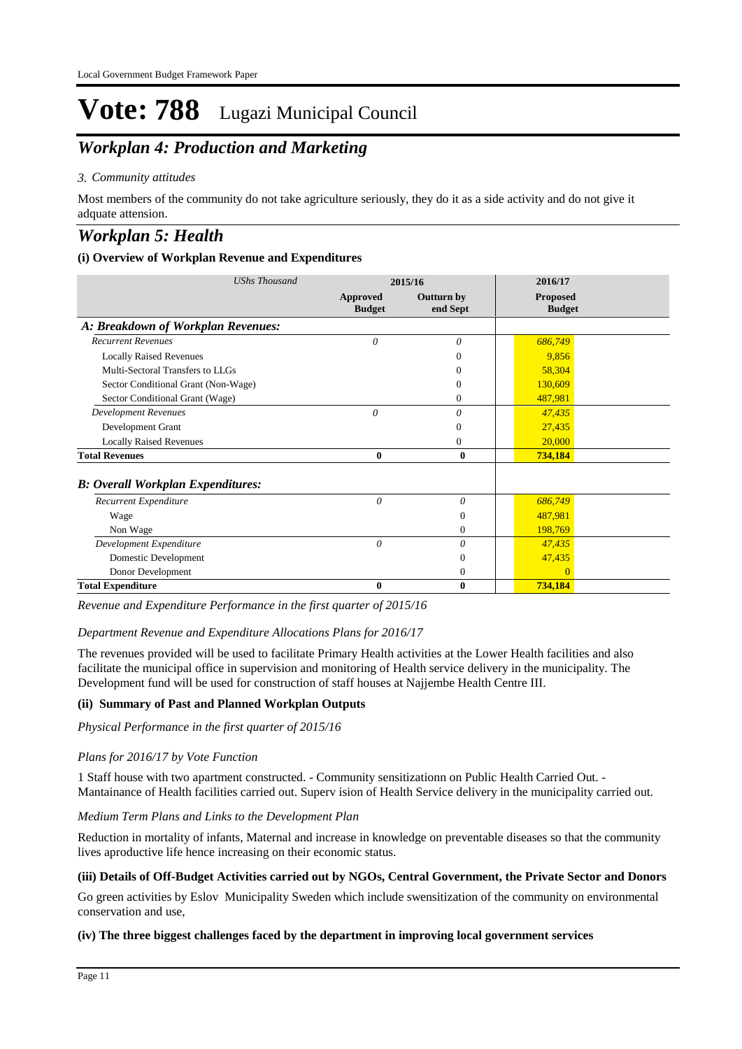# Vote: 788 Lugazi Municipal Council

## *Workplan 4: Production and Marketing*

*3. Community attitudes*

Most members of the community do not take agriculture seriously, they do it as a side activity and do not give it adquate attension.

## *Workplan 5: Health*

### (i) Overview of Workplan Revenue and Expenditures

| *UShs Thousand* | 2015/16 | | 2016/17 |
|---|---|---|---|
| | **Approved Budget** | **Outturn by end Sept** | **Proposed Budget** |
| ***A: Breakdown of Workplan Revenues:*** | | | |
| *Recurrent Revenues* | *0* | *0* | *686,749* |
| Locally Raised Revenues | | 0 | 9,856 |
| Multi-Sectoral Transfers to LLGs | | 0 | 58,304 |
| Sector Conditional Grant (Non-Wage) | | 0 | 130,609 |
| Sector Conditional Grant (Wage) | | 0 | 487,981 |
| *Development Revenues* | *0* | *0* | *47,435* |
| Development Grant | | 0 | 27,435 |
| Locally Raised Revenues | | 0 | 20,000 |
| **Total Revenues** | **0** | **0** | **734,184** |
| ***B: Overall Workplan Expenditures:*** | | | |
| *Recurrent Expenditure* | *0* | *0* | *686,749* |
| Wage | | 0 | 487,981 |
| Non Wage | | 0 | 198,769 |
| *Development Expenditure* | *0* | *0* | *47,435* |
| Domestic Development | | 0 | 47,435 |
| Donor Development | | 0 | 0 |
| **Total Expenditure** | **0** | **0** | **734,184** |

*Revenue and Expenditure Performance in the first quarter of 2015/16*

*Department Revenue and Expenditure Allocations Plans for 2016/17*

The revenues provided will be used to facilitate Primary Health activities at the Lower Health facilities and also facilitate the municipal office in supervision and monitoring of Health service delivery in the municipality. The Development fund will be used for construction of staff houses at Najjembe Health Centre III.

### (ii) Summary of Past and Planned Workplan Outputs

*Physical Performance in the first quarter of 2015/16*

*Plans for 2016/17 by Vote Function*

1 Staff house with two apartment constructed. - Community sensitizationn on Public Health Carried Out. - Mantainance of Health facilities carried out. Superv ision of Health Service delivery in the municipality carried out.

*Medium Term Plans and Links to the Development Plan*

Reduction in mortality of infants, Maternal and increase in knowledge on preventable diseases so that the community lives aproductive life hence increasing on their economic status.

### (iii) Details of Off-Budget Activities carried out by NGOs, Central Government, the Private Sector and Donors

Go green activities by Eslov Municipality Sweden which include swensitization of the community on environmental conservation and use,

### (iv) The three biggest challenges faced by the department in improving local government services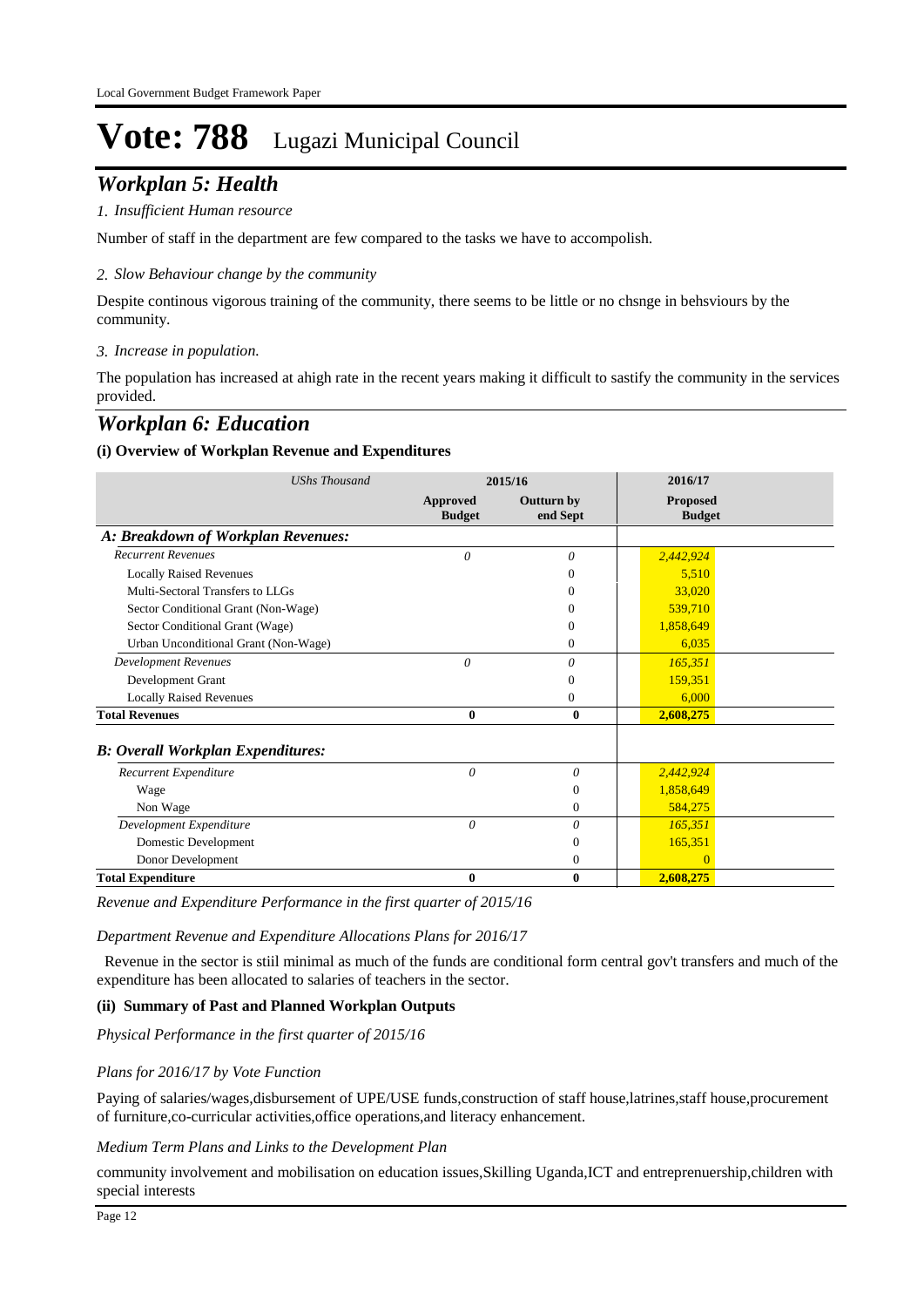# Vote: 788 Lugazi Municipal Council

## *Workplan 5: Health*

*1. Insufficient Human resource*

Number of staff in the department are few compared to the tasks we have to accompolish.

*2. Slow Behaviour change by the community*

Despite continous vigorous training of the community, there seems to be little or no chsnge in behsviours by the community.

*3. Increase in population.*

The population has increased at ahigh rate in the recent years making it difficult to sastify the community in the services provided.

## *Workplan 6: Education*

**(i) Overview of Workplan Revenue and Expenditures**

| *UShs Thousand* | 2015/16 | | 2016/17 |
|---|---|---|---|
| | **Approved Budget** | **Outturn by end Sept** | **Proposed Budget** |
| ***A: Breakdown of Workplan Revenues:*** | | | |
| *Recurrent Revenues* | *0* | *0* | *2,442,924* |
| Locally Raised Revenues | | 0 | 5,510 |
| Multi-Sectoral Transfers to LLGs | | 0 | 33,020 |
| Sector Conditional Grant (Non-Wage) | | 0 | 539,710 |
| Sector Conditional Grant (Wage) | | 0 | 1,858,649 |
| Urban Unconditional Grant (Non-Wage) | | 0 | 6,035 |
| *Development Revenues* | *0* | *0* | *165,351* |
| Development Grant | | 0 | 159,351 |
| Locally Raised Revenues | | 0 | 6,000 |
| **Total Revenues** | **0** | **0** | **2,608,275** |
| ***B: Overall Workplan Expenditures:*** | | | |
| *Recurrent Expenditure* | *0* | *0* | *2,442,924* |
| Wage | | 0 | 1,858,649 |
| Non Wage | | 0 | 584,275 |
| *Development Expenditure* | *0* | *0* | *165,351* |
| Domestic Development | | 0 | 165,351 |
| Donor Development | | 0 | 0 |
| **Total Expenditure** | **0** | **0** | **2,608,275** |

*Revenue and Expenditure Performance in the first quarter of 2015/16*

*Department Revenue and Expenditure Allocations Plans for 2016/17*

Revenue in the sector is stiil minimal as much of the funds are conditional form central gov't transfers and much of the expenditure has been allocated to salaries of teachers in the sector.

**(ii) Summary of Past and Planned Workplan Outputs**

*Physical Performance in the first quarter of 2015/16*

*Plans for 2016/17 by Vote Function*

Paying of salaries/wages,disbursement of UPE/USE funds,construction of staff house,latrines,staff house,procurement of furniture,co-curricular activities,office operations,and literacy enhancement.

*Medium Term Plans and Links to the Development Plan*

community involvement and mobilisation on education issues,Skilling Uganda,ICT and entreprenuership,children with special interests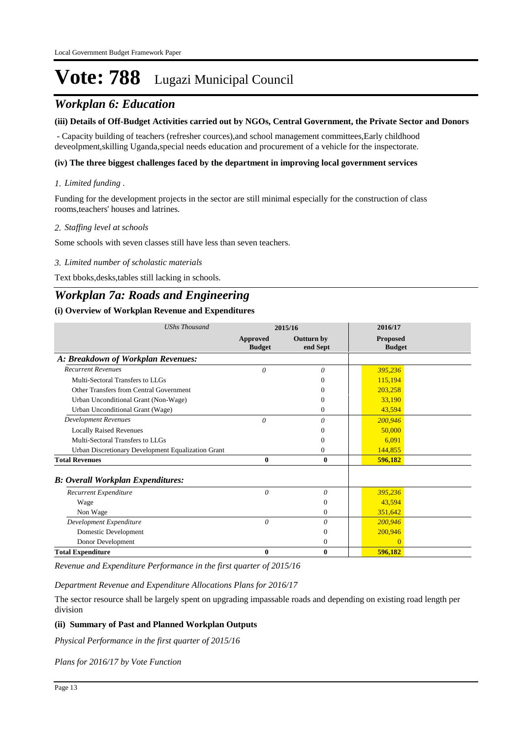# Vote: 788 Lugazi Municipal Council

## *Workplan 6: Education*

#### (iii) Details of Off-Budget Activities carried out by NGOs, Central Government, the Private Sector and Donors

- Capacity building of teachers (refresher cources),and school management committees,Early childhood deveolpment,skilling Uganda,special needs education and procurement of a vehicle for the inspectorate.

#### (iv) The three biggest challenges faced by the department in improving local government services

*1. Limited funding .*

Funding for the development projects in the sector are still minimal especially for the construction of class rooms,teachers' houses and latrines.

*2. Staffing level at schools*

Some schools with seven classes still have less than seven teachers.

*3. Limited number of scholastic materials*

Text bbooks,desks,tables still lacking in schools.

## *Workplan 7a: Roads and Engineering*

#### (i) Overview of Workplan Revenue and Expenditures

| *UShs Thousand* | 2015/16 | | 2016/17 |
|---|---|---|---|
| | **Approved Budget** | **Outturn by end Sept** | **Proposed Budget** |
| ***A: Breakdown of Workplan Revenues:*** | | | |
| *Recurrent Revenues* | *0* | *0* | *395,236* |
| Multi-Sectoral Transfers to LLGs | | 0 | 115,194 |
| Other Transfers from Central Government | | 0 | 203,258 |
| Urban Unconditional Grant (Non-Wage) | | 0 | 33,190 |
| Urban Unconditional Grant (Wage) | | 0 | 43,594 |
| *Development Revenues* | *0* | *0* | *200,946* |
| Locally Raised Revenues | | 0 | 50,000 |
| Multi-Sectoral Transfers to LLGs | | 0 | 6,091 |
| Urban Discretionary Development Equalization Grant | | 0 | 144,855 |
| **Total Revenues** | **0** | **0** | **596,182** |
| ***B: Overall Workplan Expenditures:*** | | | |
| *Recurrent Expenditure* | *0* | *0* | *395,236* |
| Wage | | 0 | 43,594 |
| Non Wage | | 0 | 351,642 |
| *Development Expenditure* | *0* | *0* | *200,946* |
| Domestic Development | | 0 | 200,946 |
| Donor Development | | 0 | 0 |
| **Total Expenditure** | **0** | **0** | **596,182** |

*Revenue and Expenditure Performance in the first quarter of 2015/16*

*Department Revenue and Expenditure Allocations Plans for 2016/17*

The sector resource shall be largely spent on upgrading impassable roads and depending on existing road length per division

#### (ii) Summary of Past and Planned Workplan Outputs

*Physical Performance in the first quarter of 2015/16*

*Plans for 2016/17 by Vote Function*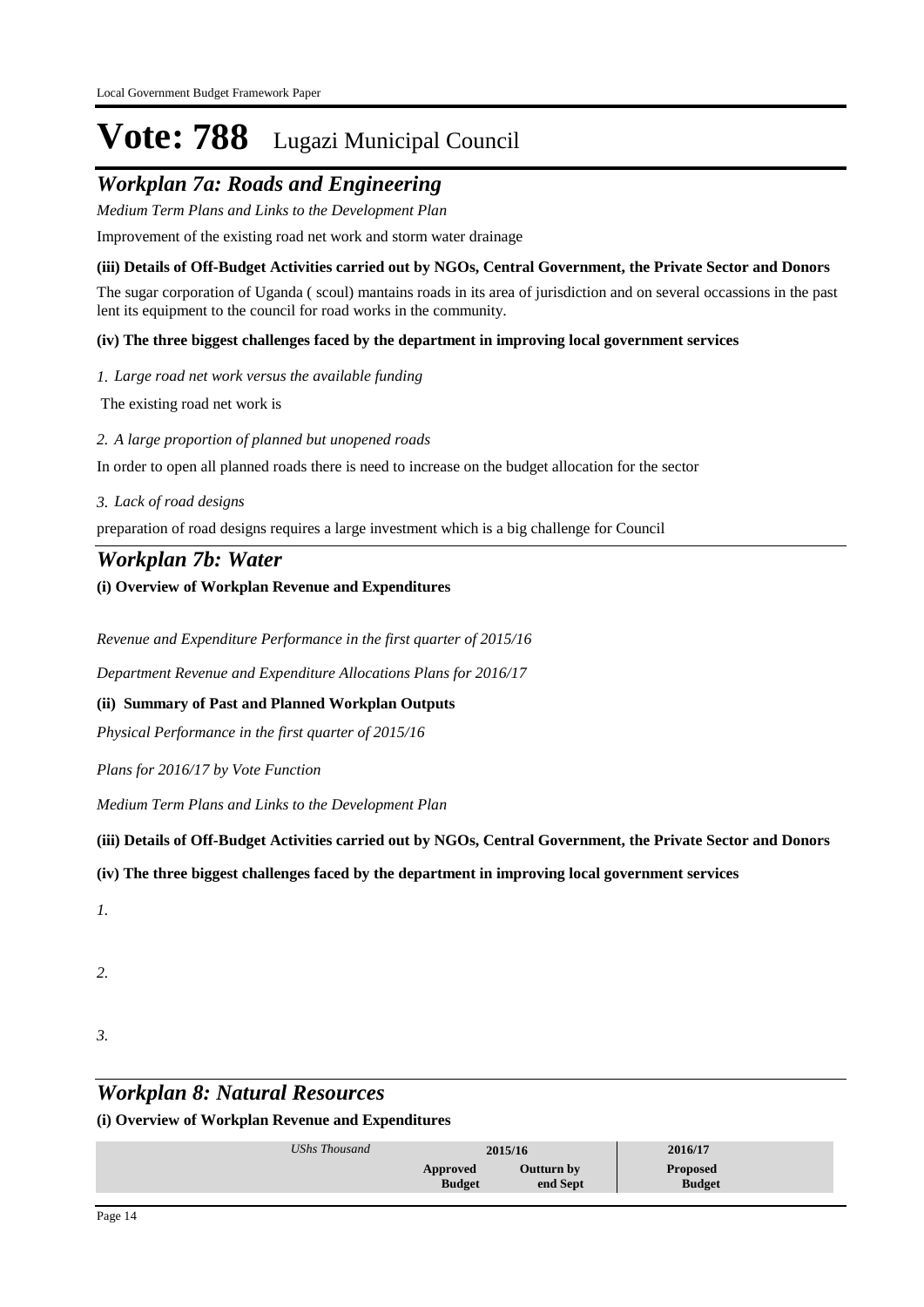# Vote: 788 Lugazi Municipal Council

## *Workplan 7a: Roads and Engineering*

*Medium Term Plans and Links to the Development Plan*

Improvement of the existing road net work and storm water drainage

**(iii) Details of Off-Budget Activities carried out by NGOs, Central Government, the Private Sector and Donors**

The sugar corporation of Uganda ( scoul) mantains roads in its area of jurisdiction and on several occassions in the past lent its equipment to the council for road works in the community.

**(iv) The three biggest challenges faced by the department in improving local government services**

*1. Large road net work versus the available funding*

The existing road net work is

*2. A large proportion of planned but unopened roads*

In order to open all planned roads there is need to increase on the budget allocation for the sector

*3. Lack of road designs*

preparation of road designs requires a large investment which is a big challenge for Council

## *Workplan 7b: Water*

**(i) Overview of Workplan Revenue and Expenditures**

*Revenue and Expenditure Performance in the first quarter of 2015/16*

*Department Revenue and Expenditure Allocations Plans for 2016/17*

**(ii) Summary of Past and Planned Workplan Outputs**

*Physical Performance in the first quarter of 2015/16*

*Plans for 2016/17 by Vote Function*

*Medium Term Plans and Links to the Development Plan*

**(iii) Details of Off-Budget Activities carried out by NGOs, Central Government, the Private Sector and Donors**

**(iv) The three biggest challenges faced by the department in improving local government services**

*1.*

*2.*

*3.*

## *Workplan 8: Natural Resources*

**(i) Overview of Workplan Revenue and Expenditures**

| *UShs Thousand* | 2015/16 | | 2016/17 |
|---|---|---|---|
| | **Approved Budget** | **Outturn by end Sept** | **Proposed Budget** |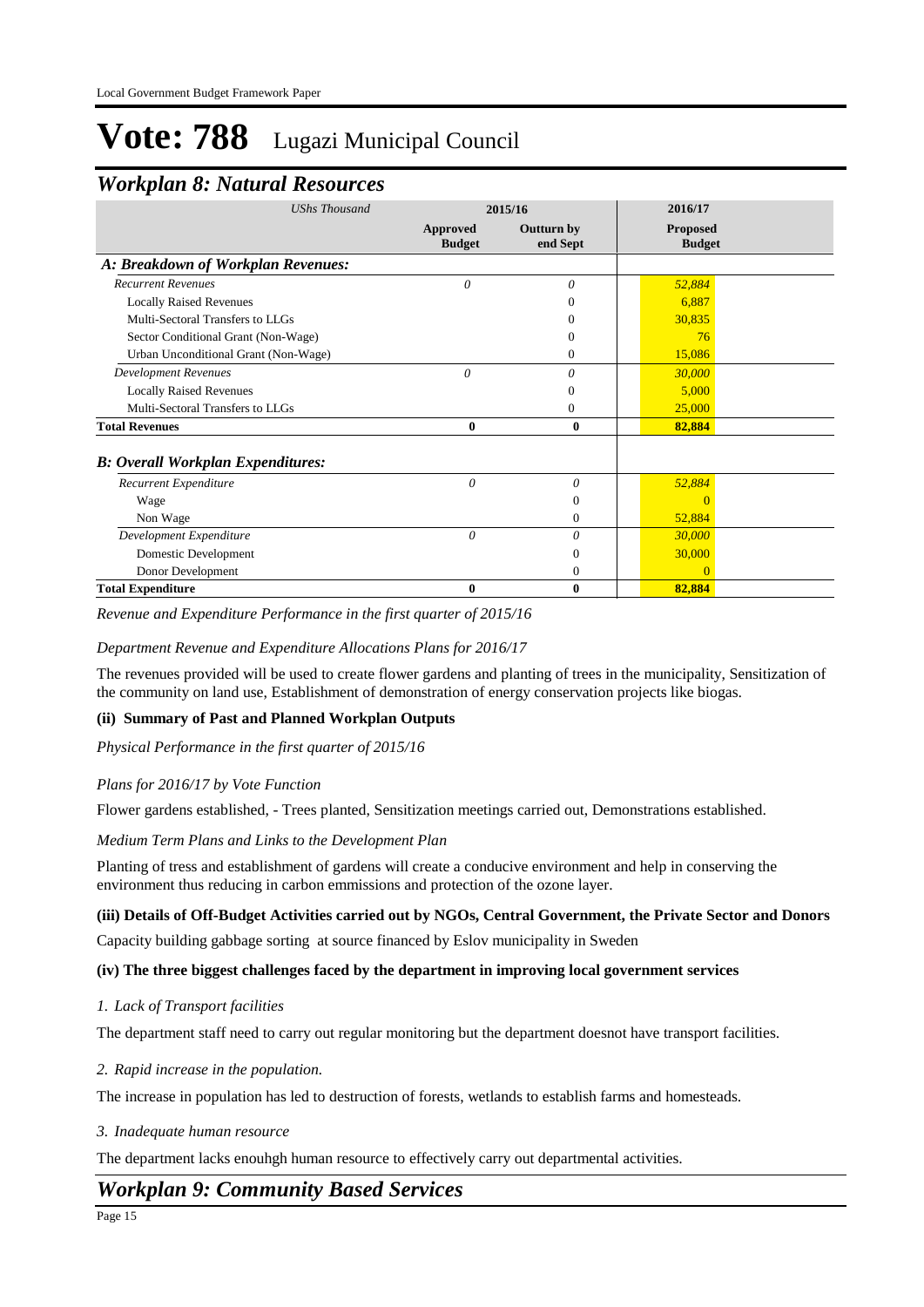# Vote: 788 Lugazi Municipal Council

## *Workplan 8: Natural Resources*

| *UShs Thousand* | 2015/16 | | 2016/17 |
|---|---|---|---|
| | **Approved Budget** | **Outturn by end Sept** | **Proposed Budget** |
| ***A: Breakdown of Workplan Revenues:*** | | | |
| *Recurrent Revenues* | *0* | *0* | *52,884* |
| Locally Raised Revenues | | 0 | 6,887 |
| Multi-Sectoral Transfers to LLGs | | 0 | 30,835 |
| Sector Conditional Grant (Non-Wage) | | 0 | 76 |
| Urban Unconditional Grant (Non-Wage) | | 0 | 15,086 |
| *Development Revenues* | *0* | *0* | *30,000* |
| Locally Raised Revenues | | 0 | 5,000 |
| Multi-Sectoral Transfers to LLGs | | 0 | 25,000 |
| **Total Revenues** | **0** | **0** | **82,884** |
| ***B: Overall Workplan Expenditures:*** | | | |
| *Recurrent Expenditure* | *0* | *0* | *52,884* |
| Wage | | 0 | 0 |
| Non Wage | | 0 | 52,884 |
| *Development Expenditure* | *0* | *0* | *30,000* |
| Domestic Development | | 0 | 30,000 |
| Donor Development | | 0 | 0 |
| **Total Expenditure** | **0** | **0** | **82,884** |

*Revenue and Expenditure Performance in the first quarter of 2015/16*

*Department Revenue and Expenditure Allocations Plans for 2016/17*

The revenues provided will be used to create flower gardens and planting of trees in the municipality, Sensitization of the community on land use, Establishment of demonstration of energy conservation projects like biogas.

**(ii) Summary of Past and Planned Workplan Outputs**

*Physical Performance in the first quarter of 2015/16*

*Plans for 2016/17 by Vote Function*

Flower gardens established, - Trees planted, Sensitization meetings carried out, Demonstrations established.

*Medium Term Plans and Links to the Development Plan*

Planting of tress and establishment of gardens will create a conducive environment and help in conserving the environment thus reducing in carbon emmissions and protection of the ozone layer.

**(iii) Details of Off-Budget Activities carried out by NGOs, Central Government, the Private Sector and Donors**

Capacity building gabbage sorting at source financed by Eslov municipality in Sweden

**(iv) The three biggest challenges faced by the department in improving local government services**

*1. Lack of Transport facilities*

The department staff need to carry out regular monitoring but the department doesnot have transport facilities.

*2. Rapid increase in the population.*

The increase in population has led to destruction of forests, wetlands to establish farms and homesteads.

*3. Inadequate human resource*

The department lacks enouhgh human resource to effectively carry out departmental activities.

## *Workplan 9: Community Based Services*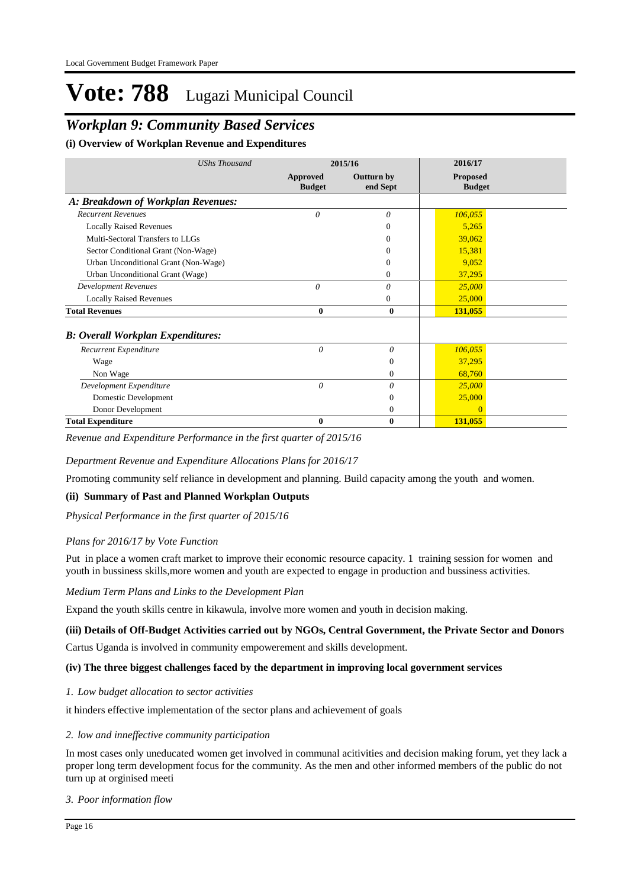# Vote: 788 Lugazi Municipal Council

## *Workplan 9: Community Based Services*

### (i) Overview of Workplan Revenue and Expenditures

| *UShs Thousand* | 2015/16 | | 2016/17 |
|---|---|---|---|
| | **Approved Budget** | **Outturn by end Sept** | **Proposed Budget** |
| ***A: Breakdown of Workplan Revenues:*** | | | |
| *Recurrent Revenues* | *0* | *0* | *106,055* |
| Locally Raised Revenues | | 0 | 5,265 |
| Multi-Sectoral Transfers to LLGs | | 0 | 39,062 |
| Sector Conditional Grant (Non-Wage) | | 0 | 15,381 |
| Urban Unconditional Grant (Non-Wage) | | 0 | 9,052 |
| Urban Unconditional Grant (Wage) | | 0 | 37,295 |
| *Development Revenues* | *0* | *0* | *25,000* |
| Locally Raised Revenues | | 0 | 25,000 |
| **Total Revenues** | **0** | **0** | **131,055** |
| ***B: Overall Workplan Expenditures:*** | | | |
| *Recurrent Expenditure* | *0* | *0* | *106,055* |
| Wage | | 0 | 37,295 |
| Non Wage | | 0 | 68,760 |
| *Development Expenditure* | *0* | *0* | *25,000* |
| Domestic Development | | 0 | 25,000 |
| Donor Development | | 0 | 0 |
| **Total Expenditure** | **0** | **0** | **131,055** |

*Revenue and Expenditure Performance in the first quarter of 2015/16*

*Department Revenue and Expenditure Allocations Plans for 2016/17*

Promoting community self reliance in development and planning. Build capacity among the youth and women.

### (ii) Summary of Past and Planned Workplan Outputs

*Physical Performance in the first quarter of 2015/16*

*Plans for 2016/17 by Vote Function*

Put in place a women craft market to improve their economic resource capacity. 1 training session for women and youth in bussiness skills,more women and youth are expected to engage in production and bussiness activities.

*Medium Term Plans and Links to the Development Plan*

Expand the youth skills centre in kikawula, involve more women and youth in decision making.

### (iii) Details of Off-Budget Activities carried out by NGOs, Central Government, the Private Sector and Donors

Cartus Uganda is involved in community empowerement and skills development.

### (iv) The three biggest challenges faced by the department in improving local government services

*1. Low budget allocation to sector activities*

it hinders effective implementation of the sector plans and achievement of goals

*2. low and inneffective community participation*

In most cases only uneducated women get involved in communal acitivities and decision making forum, yet they lack a proper long term development focus for the community. As the men and other informed members of the public do not turn up at orginised meeti

*3. Poor information flow*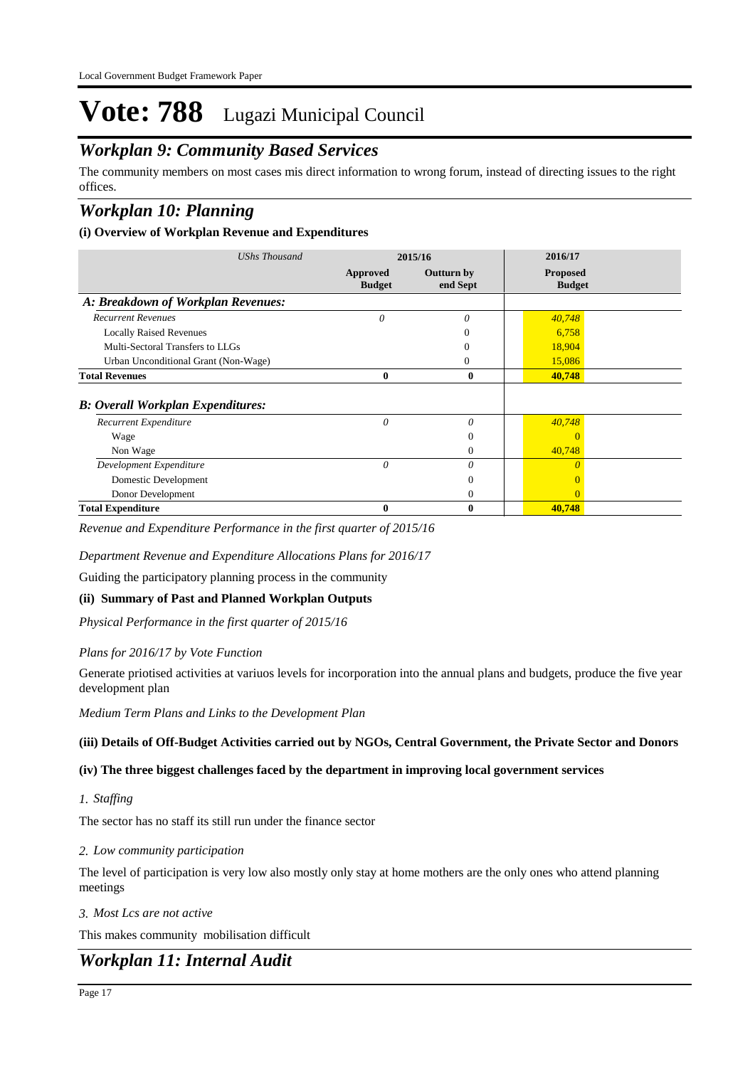# Vote: 788 Lugazi Municipal Council

## *Workplan 9: Community Based Services*

The community members on most cases mis direct information to wrong forum, instead of directing issues to the right offices.

## *Workplan 10: Planning*

### (i) Overview of Workplan Revenue and Expenditures

| *UShs Thousand* | 2015/16 | | 2016/17 |
|---|---|---|---|
| | **Approved Budget** | **Outturn by end Sept** | **Proposed Budget** |
| ***A: Breakdown of Workplan Revenues:*** | | | |
| *Recurrent Revenues* | *0* | *0* | *40,748* |
| Locally Raised Revenues | | 0 | 6,758 |
| Multi-Sectoral Transfers to LLGs | | 0 | 18,904 |
| Urban Unconditional Grant (Non-Wage) | | 0 | 15,086 |
| **Total Revenues** | **0** | **0** | **40,748** |
| ***B: Overall Workplan Expenditures:*** | | | |
| *Recurrent Expenditure* | *0* | *0* | *40,748* |
| Wage | | 0 | 0 |
| Non Wage | | 0 | 40,748 |
| *Development Expenditure* | *0* | *0* | *0* |
| Domestic Development | | 0 | 0 |
| Donor Development | | 0 | 0 |
| **Total Expenditure** | **0** | **0** | **40,748** |

*Revenue and Expenditure Performance in the first quarter of 2015/16*

*Department Revenue and Expenditure Allocations Plans for 2016/17*

Guiding the participatory planning process in the community

### (ii) Summary of Past and Planned Workplan Outputs

*Physical Performance in the first quarter of 2015/16*

*Plans for 2016/17 by Vote Function*

Generate priotised activities at variuos levels for incorporation into the annual plans and budgets, produce the five year development plan

*Medium Term Plans and Links to the Development Plan*

### (iii) Details of Off-Budget Activities carried out by NGOs, Central Government, the Private Sector and Donors

### (iv) The three biggest challenges faced by the department in improving local government services

*1. Staffing*

The sector has no staff its still run under the finance sector

*2. Low community participation*

The level of participation is very low also mostly only stay at home mothers are the only ones who attend planning meetings

*3. Most Lcs are not active*

This makes community mobilisation difficult

## *Workplan 11: Internal Audit*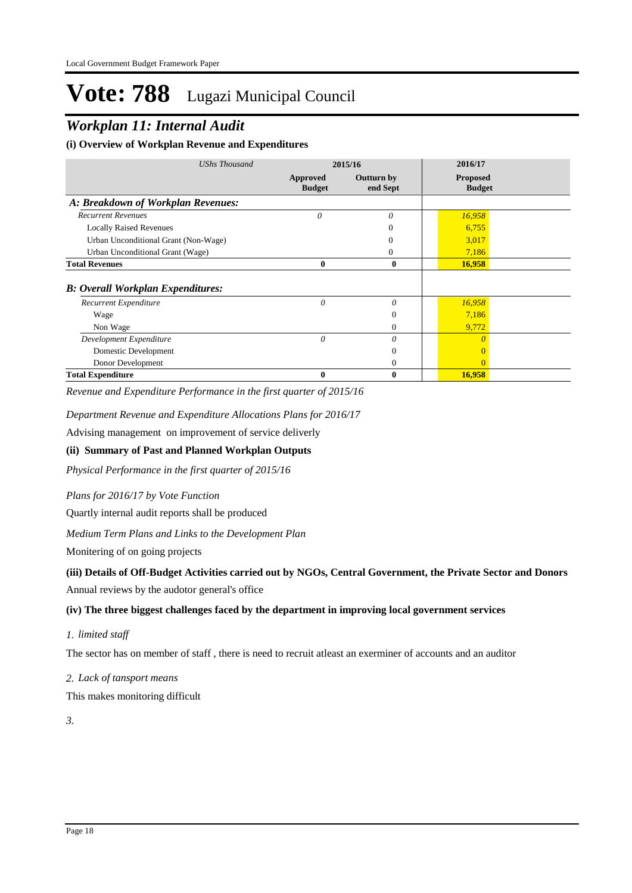# Vote: 788 Lugazi Municipal Council

## Workplan 11: Internal Audit

### (i) Overview of Workplan Revenue and Expenditures

| *UShs Thousand* | 2015/16 | | 2016/17 |
|---|---|---|---|
| | **Approved Budget** | **Outturn by end Sept** | **Proposed Budget** |
| ***A: Breakdown of Workplan Revenues:*** | | | |
| *Recurrent Revenues* | *0* | *0* | *16,958* |
| Locally Raised Revenues | | 0 | 6,755 |
| Urban Unconditional Grant (Non-Wage) | | 0 | 3,017 |
| Urban Unconditional Grant (Wage) | | 0 | 7,186 |
| **Total Revenues** | **0** | **0** | **16,958** |
| ***B: Overall Workplan Expenditures:*** | | | |
| *Recurrent Expenditure* | *0* | *0* | *16,958* |
| Wage | | 0 | 7,186 |
| Non Wage | | 0 | 9,772 |
| *Development Expenditure* | *0* | *0* | *0* |
| Domestic Development | | 0 | 0 |
| Donor Development | | 0 | 0 |
| **Total Expenditure** | **0** | **0** | **16,958** |

*Revenue and Expenditure Performance in the first quarter of 2015/16*

*Department Revenue and Expenditure Allocations Plans for 2016/17*

Advising management on improvement of service deliverly

### (ii) Summary of Past and Planned Workplan Outputs

*Physical Performance in the first quarter of 2015/16*

*Plans for 2016/17 by Vote Function*

Quartly internal audit reports shall be produced

*Medium Term Plans and Links to the Development Plan*

Monitering of on going projects

### (iii) Details of Off-Budget Activities carried out by NGOs, Central Government, the Private Sector and Donors

Annual reviews by the audotor general's office

### (iv) The three biggest challenges faced by the department in improving local government services

*1. limited staff*

The sector has on member of staff , there is need to recruit atleast an exerminer of accounts and an auditor

*2. Lack of tansport means*

This makes monitoring difficult

*3.*